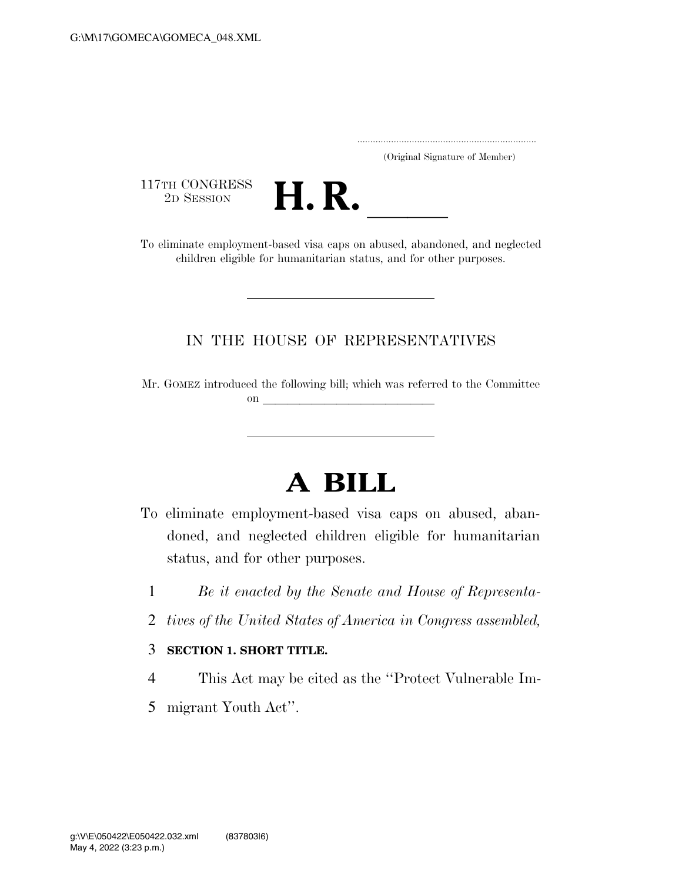(Original Signature of Member)

117TH CONGRESS
2D SESSION

# H. R. \_\_\_\_\_

To eliminate employment-based visa caps on abused, abandoned, and neglected children eligible for humanitarian status, and for other purposes.

---

IN THE HOUSE OF REPRESENTATIVES

Mr. GOMEZ introduced the following bill; which was referred to the Committee on \_\_\_\_\_\_\_\_\_\_\_\_\_\_\_\_\_\_\_\_\_\_\_\_\_\_\_\_\_\_

---

# A BILL

To eliminate employment-based visa caps on abused, abandoned, and neglected children eligible for humanitarian status, and for other purposes.

1 *Be it enacted by the Senate and House of Representa-*
2 *tives of the United States of America in Congress assembled,*

3 **SECTION 1. SHORT TITLE.**

4 This Act may be cited as the ''Protect Vulnerable Im-
5 migrant Youth Act''.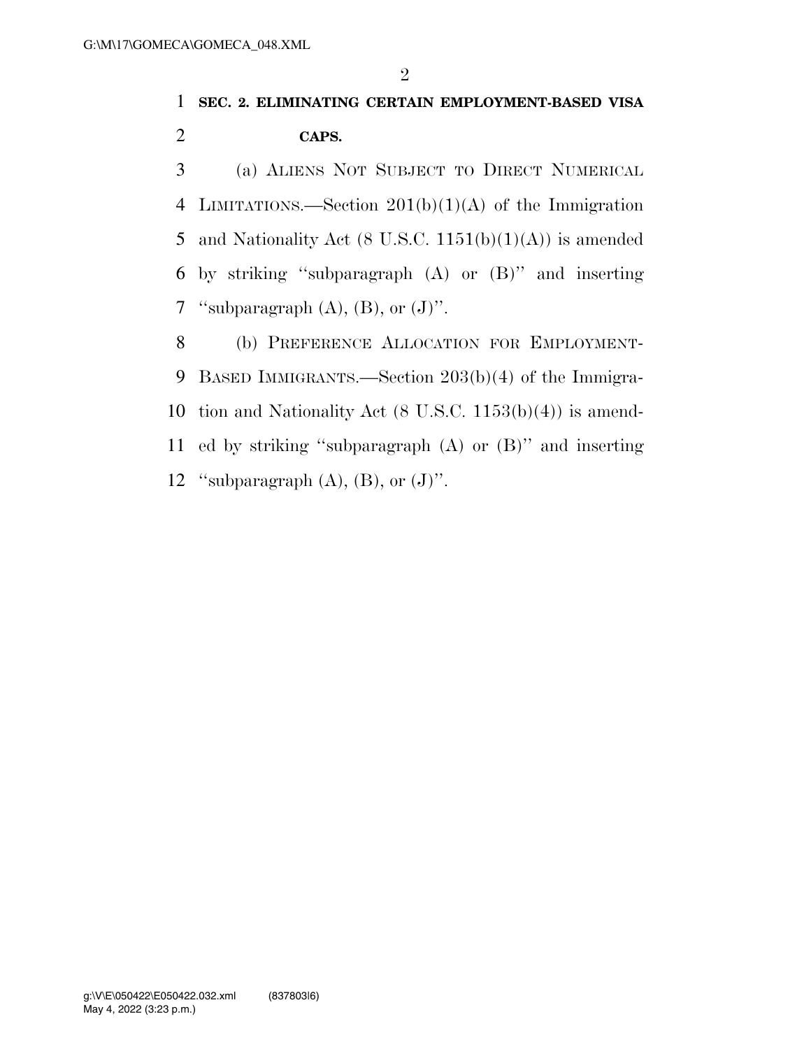**SEC. 2. ELIMINATING CERTAIN EMPLOYMENT-BASED VISA CAPS.**

(a) ALIENS NOT SUBJECT TO DIRECT NUMERICAL LIMITATIONS.—Section 201(b)(1)(A) of the Immigration and Nationality Act (8 U.S.C. 1151(b)(1)(A)) is amended by striking "subparagraph (A) or (B)" and inserting "subparagraph (A), (B), or (J)".

(b) PREFERENCE ALLOCATION FOR EMPLOYMENT-BASED IMMIGRANTS.—Section 203(b)(4) of the Immigration and Nationality Act (8 U.S.C. 1153(b)(4)) is amended by striking "subparagraph (A) or (B)" and inserting "subparagraph (A), (B), or (J)".